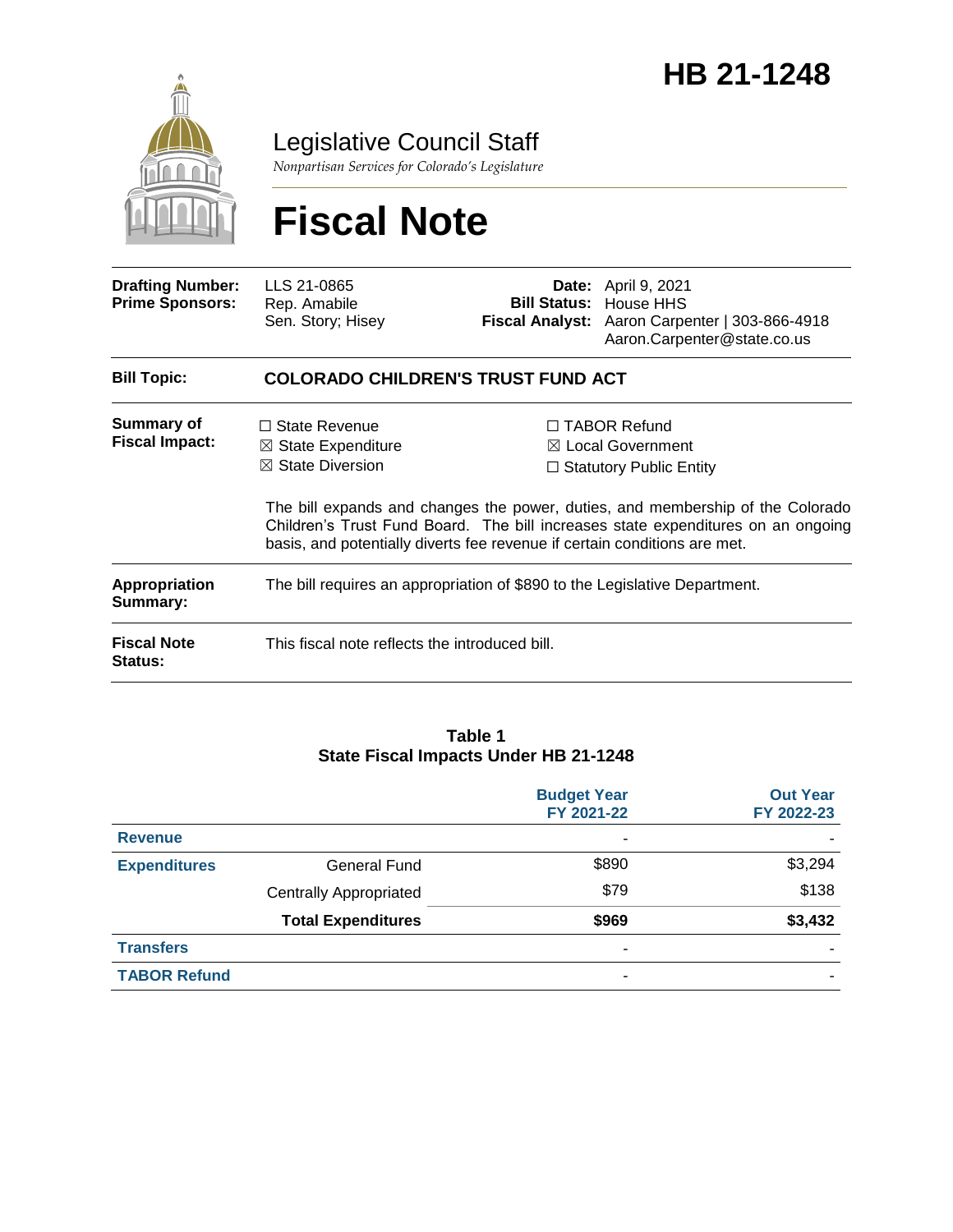# HB 21-1248

## Legislative Council Staff

*Nonpartisan Services for Colorado's Legislature*

# Fiscal Note

| | | | |
|---|---|---|---|
| **Drafting Number:** | LLS 21-0865 | **Date:** | April 9, 2021 |
| **Prime Sponsors:** | Rep. Amabile<br>Sen. Story; Hisey | **Bill Status:** | House HHS |
| | | **Fiscal Analyst:** | Aaron Carpenter \| 303-866-4918<br>Aaron.Carpenter@state.co.us |

**Bill Topic:** **COLORADO CHILDREN'S TRUST FUND ACT**

**Summary of Fiscal Impact:**

- ☐ State Revenue
- ☒ State Expenditure
- ☒ State Diversion
- ☐ TABOR Refund
- ☒ Local Government
- ☐ Statutory Public Entity

The bill expands and changes the power, duties, and membership of the Colorado Children's Trust Fund Board. The bill increases state expenditures on an ongoing basis, and potentially diverts fee revenue if certain conditions are met.

**Appropriation Summary:** The bill requires an appropriation of $890 to the Legislative Department.

**Fiscal Note Status:** This fiscal note reflects the introduced bill.

**Table 1**
**State Fiscal Impacts Under HB 21-1248**

| | | Budget Year FY 2021-22 | Out Year FY 2022-23 |
|---|---|---|---|
| **Revenue** | | - | - |
| **Expenditures** | General Fund | $890 | $3,294 |
| | Centrally Appropriated | $79 | $138 |
| | **Total Expenditures** | **$969** | **$3,432** |
| **Transfers** | | - | - |
| **TABOR Refund** | | - | - |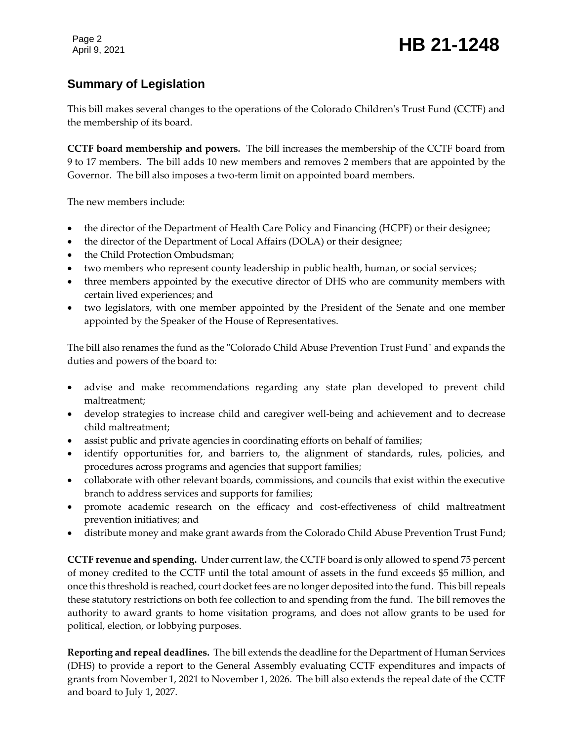## Summary of Legislation

This bill makes several changes to the operations of the Colorado Children's Trust Fund (CCTF) and the membership of its board.

**CCTF board membership and powers.** The bill increases the membership of the CCTF board from 9 to 17 members. The bill adds 10 new members and removes 2 members that are appointed by the Governor. The bill also imposes a two-term limit on appointed board members.

The new members include:

- the director of the Department of Health Care Policy and Financing (HCPF) or their designee;
- the director of the Department of Local Affairs (DOLA) or their designee;
- the Child Protection Ombudsman;
- two members who represent county leadership in public health, human, or social services;
- three members appointed by the executive director of DHS who are community members with certain lived experiences; and
- two legislators, with one member appointed by the President of the Senate and one member appointed by the Speaker of the House of Representatives.

The bill also renames the fund as the "Colorado Child Abuse Prevention Trust Fund" and expands the duties and powers of the board to:

- advise and make recommendations regarding any state plan developed to prevent child maltreatment;
- develop strategies to increase child and caregiver well-being and achievement and to decrease child maltreatment;
- assist public and private agencies in coordinating efforts on behalf of families;
- identify opportunities for, and barriers to, the alignment of standards, rules, policies, and procedures across programs and agencies that support families;
- collaborate with other relevant boards, commissions, and councils that exist within the executive branch to address services and supports for families;
- promote academic research on the efficacy and cost-effectiveness of child maltreatment prevention initiatives; and
- distribute money and make grant awards from the Colorado Child Abuse Prevention Trust Fund;

**CCTF revenue and spending.** Under current law, the CCTF board is only allowed to spend 75 percent of money credited to the CCTF until the total amount of assets in the fund exceeds $5 million, and once this threshold is reached, court docket fees are no longer deposited into the fund. This bill repeals these statutory restrictions on both fee collection to and spending from the fund. The bill removes the authority to award grants to home visitation programs, and does not allow grants to be used for political, election, or lobbying purposes.

**Reporting and repeal deadlines.** The bill extends the deadline for the Department of Human Services (DHS) to provide a report to the General Assembly evaluating CCTF expenditures and impacts of grants from November 1, 2021 to November 1, 2026. The bill also extends the repeal date of the CCTF and board to July 1, 2027.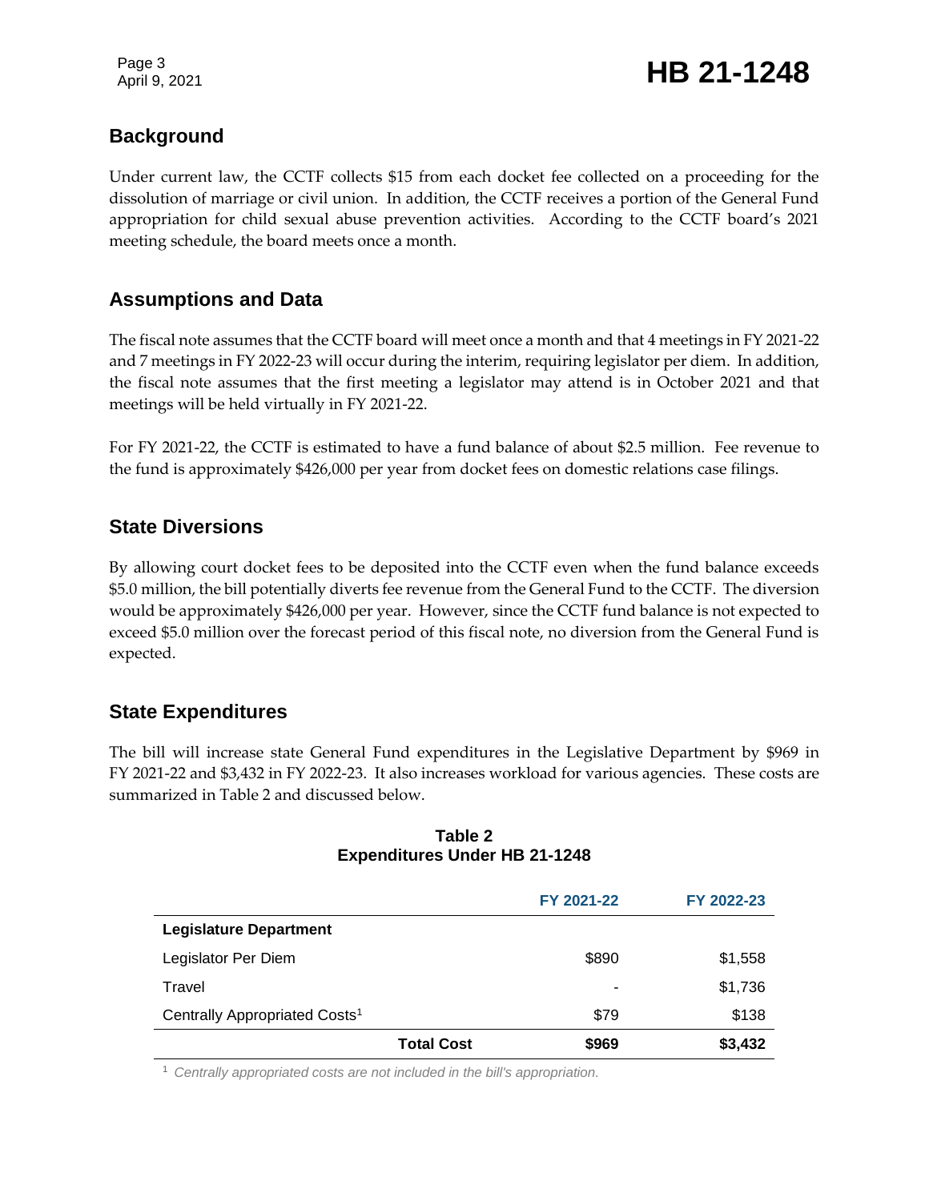## Background

Under current law, the CCTF collects $15 from each docket fee collected on a proceeding for the dissolution of marriage or civil union. In addition, the CCTF receives a portion of the General Fund appropriation for child sexual abuse prevention activities. According to the CCTF board's 2021 meeting schedule, the board meets once a month.

## Assumptions and Data

The fiscal note assumes that the CCTF board will meet once a month and that 4 meetings in FY 2021-22 and 7 meetings in FY 2022-23 will occur during the interim, requiring legislator per diem. In addition, the fiscal note assumes that the first meeting a legislator may attend is in October 2021 and that meetings will be held virtually in FY 2021-22.

For FY 2021-22, the CCTF is estimated to have a fund balance of about $2.5 million. Fee revenue to the fund is approximately $426,000 per year from docket fees on domestic relations case filings.

## State Diversions

By allowing court docket fees to be deposited into the CCTF even when the fund balance exceeds $5.0 million, the bill potentially diverts fee revenue from the General Fund to the CCTF. The diversion would be approximately $426,000 per year. However, since the CCTF fund balance is not expected to exceed $5.0 million over the forecast period of this fiscal note, no diversion from the General Fund is expected.

## State Expenditures

The bill will increase state General Fund expenditures in the Legislative Department by $969 in FY 2021-22 and $3,432 in FY 2022-23. It also increases workload for various agencies. These costs are summarized in Table 2 and discussed below.

**Table 2**
**Expenditures Under HB 21-1248**

| | FY 2021-22 | FY 2022-23 |
|---|---|---|
| **Legislature Department** | | |
| Legislator Per Diem | $890 | $1,558 |
| Travel | - | $1,736 |
| Centrally Appropriated Costs[1] | $79 | $138 |
| **Total Cost** | **$969** | **$3,432** |

[1] *Centrally appropriated costs are not included in the bill's appropriation.*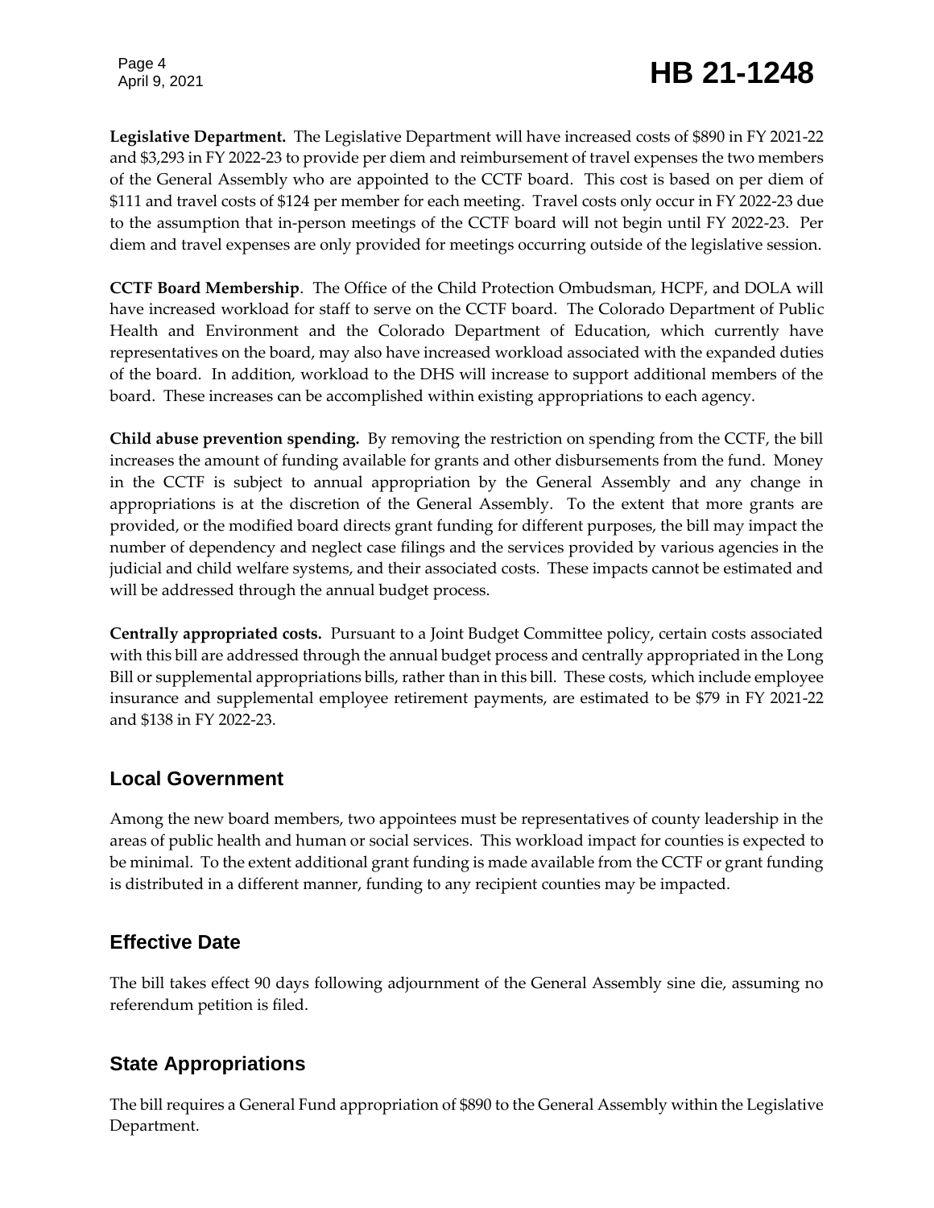**Legislative Department.** The Legislative Department will have increased costs of $890 in FY 2021-22 and $3,293 in FY 2022-23 to provide per diem and reimbursement of travel expenses the two members of the General Assembly who are appointed to the CCTF board. This cost is based on per diem of $111 and travel costs of $124 per member for each meeting. Travel costs only occur in FY 2022-23 due to the assumption that in-person meetings of the CCTF board will not begin until FY 2022-23. Per diem and travel expenses are only provided for meetings occurring outside of the legislative session.

**CCTF Board Membership**. The Office of the Child Protection Ombudsman, HCPF, and DOLA will have increased workload for staff to serve on the CCTF board. The Colorado Department of Public Health and Environment and the Colorado Department of Education, which currently have representatives on the board, may also have increased workload associated with the expanded duties of the board. In addition, workload to the DHS will increase to support additional members of the board. These increases can be accomplished within existing appropriations to each agency.

**Child abuse prevention spending.** By removing the restriction on spending from the CCTF, the bill increases the amount of funding available for grants and other disbursements from the fund. Money in the CCTF is subject to annual appropriation by the General Assembly and any change in appropriations is at the discretion of the General Assembly. To the extent that more grants are provided, or the modified board directs grant funding for different purposes, the bill may impact the number of dependency and neglect case filings and the services provided by various agencies in the judicial and child welfare systems, and their associated costs. These impacts cannot be estimated and will be addressed through the annual budget process.

**Centrally appropriated costs.** Pursuant to a Joint Budget Committee policy, certain costs associated with this bill are addressed through the annual budget process and centrally appropriated in the Long Bill or supplemental appropriations bills, rather than in this bill. These costs, which include employee insurance and supplemental employee retirement payments, are estimated to be $79 in FY 2021-22 and $138 in FY 2022-23.

## Local Government

Among the new board members, two appointees must be representatives of county leadership in the areas of public health and human or social services. This workload impact for counties is expected to be minimal. To the extent additional grant funding is made available from the CCTF or grant funding is distributed in a different manner, funding to any recipient counties may be impacted.

## Effective Date

The bill takes effect 90 days following adjournment of the General Assembly sine die, assuming no referendum petition is filed.

## State Appropriations

The bill requires a General Fund appropriation of $890 to the General Assembly within the Legislative Department.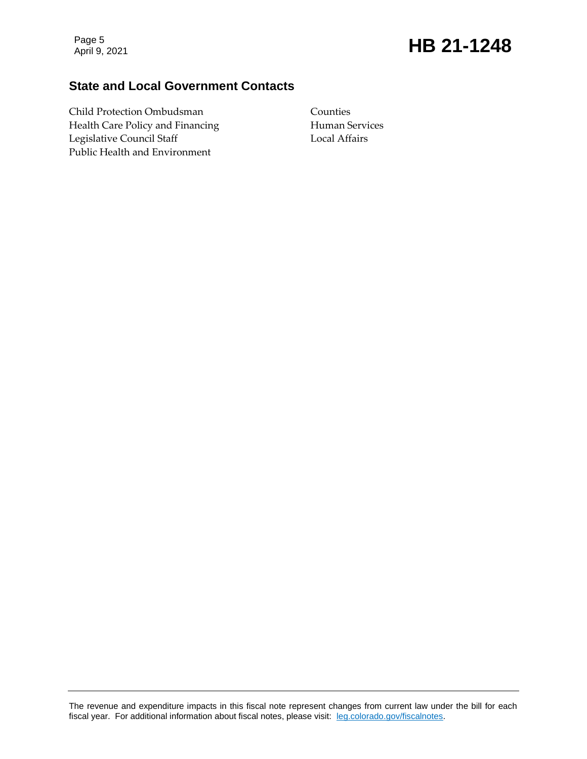## State and Local Government Contacts

Child Protection Ombudsman
Health Care Policy and Financing
Legislative Council Staff
Public Health and Environment
Counties
Human Services
Local Affairs

The revenue and expenditure impacts in this fiscal note represent changes from current law under the bill for each fiscal year. For additional information about fiscal notes, please visit: leg.colorado.gov/fiscalnotes.